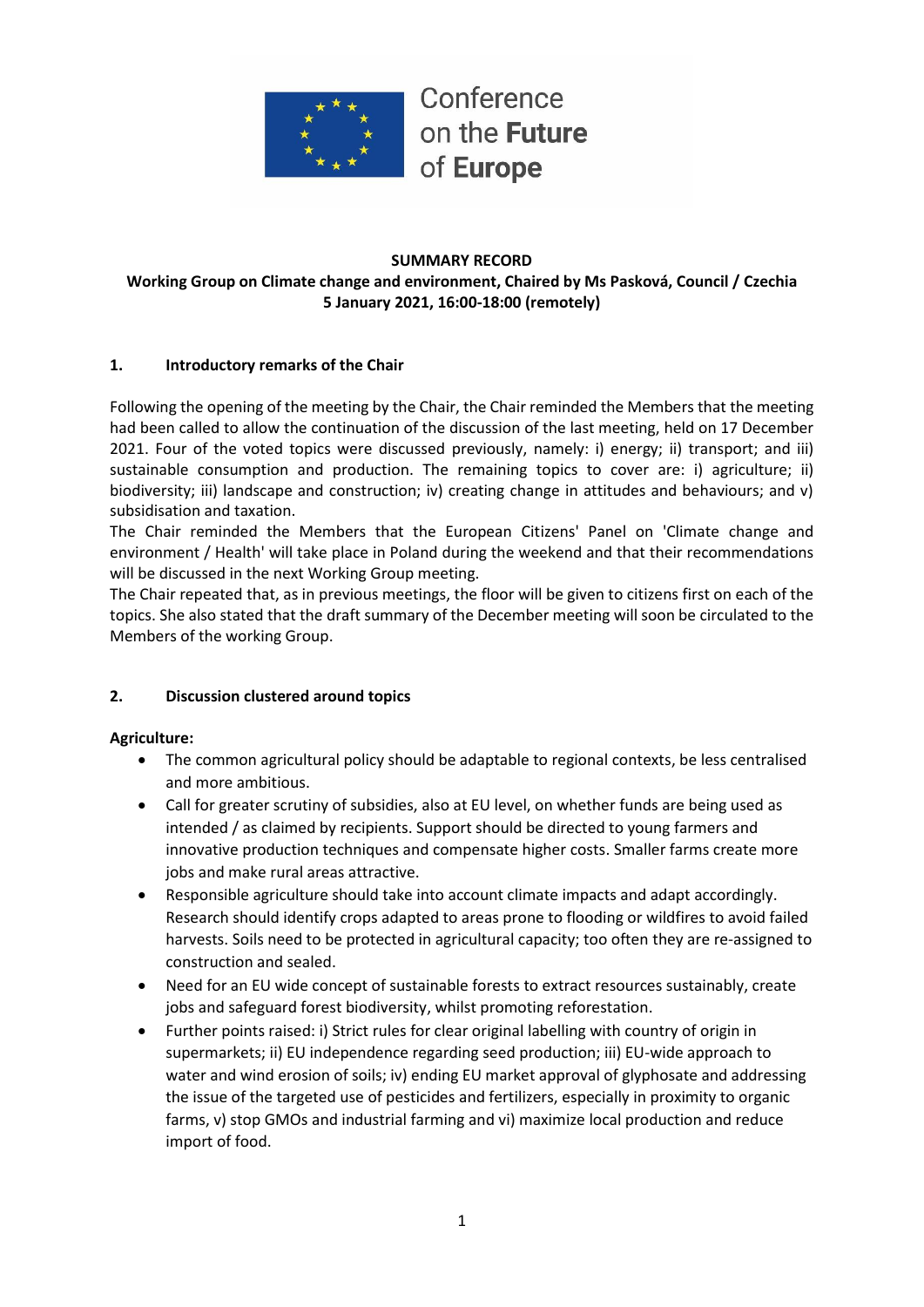Conference on the Future of Europe

**SUMMARY RECORD**

**Working Group on Climate change and environment, Chaired by Ms Pasková, Council / Czechia**
**5 January 2021, 16:00-18:00 (remotely)**

## 1. Introductory remarks of the Chair

Following the opening of the meeting by the Chair, the Chair reminded the Members that the meeting had been called to allow the continuation of the discussion of the last meeting, held on 17 December 2021. Four of the voted topics were discussed previously, namely: i) energy; ii) transport; and iii) sustainable consumption and production. The remaining topics to cover are: i) agriculture; ii) biodiversity; iii) landscape and construction; iv) creating change in attitudes and behaviours; and v) subsidisation and taxation.

The Chair reminded the Members that the European Citizens' Panel on 'Climate change and environment / Health' will take place in Poland during the weekend and that their recommendations will be discussed in the next Working Group meeting.

The Chair repeated that, as in previous meetings, the floor will be given to citizens first on each of the topics. She also stated that the draft summary of the December meeting will soon be circulated to the Members of the working Group.

## 2. Discussion clustered around topics

**Agriculture:**

- The common agricultural policy should be adaptable to regional contexts, be less centralised and more ambitious.
- Call for greater scrutiny of subsidies, also at EU level, on whether funds are being used as intended / as claimed by recipients. Support should be directed to young farmers and innovative production techniques and compensate higher costs. Smaller farms create more jobs and make rural areas attractive.
- Responsible agriculture should take into account climate impacts and adapt accordingly. Research should identify crops adapted to areas prone to flooding or wildfires to avoid failed harvests. Soils need to be protected in agricultural capacity; too often they are re-assigned to construction and sealed.
- Need for an EU wide concept of sustainable forests to extract resources sustainably, create jobs and safeguard forest biodiversity, whilst promoting reforestation.
- Further points raised: i) Strict rules for clear original labelling with country of origin in supermarkets; ii) EU independence regarding seed production; iii) EU-wide approach to water and wind erosion of soils; iv) ending EU market approval of glyphosate and addressing the issue of the targeted use of pesticides and fertilizers, especially in proximity to organic farms, v) stop GMOs and industrial farming and vi) maximize local production and reduce import of food.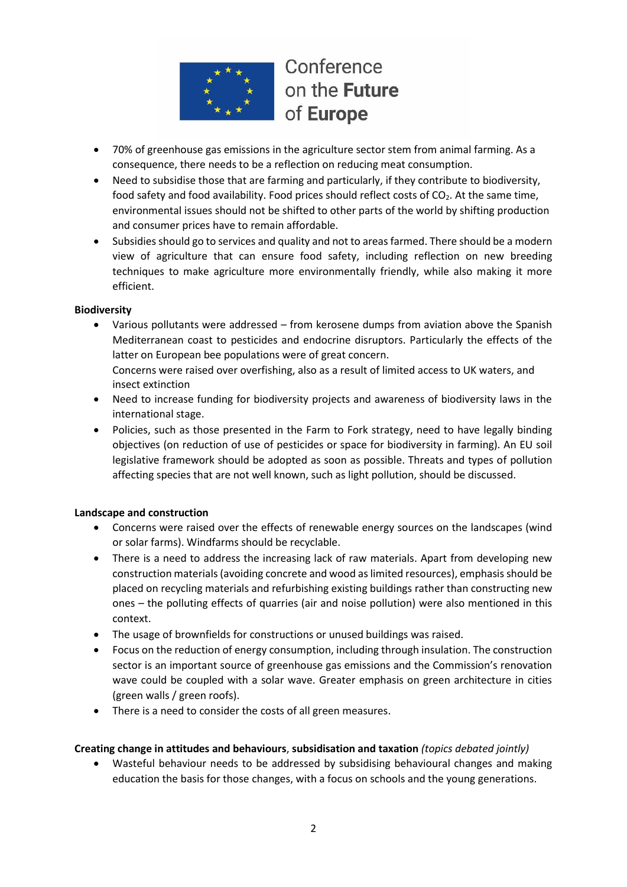- 70% of greenhouse gas emissions in the agriculture sector stem from animal farming. As a consequence, there needs to be a reflection on reducing meat consumption.
- Need to subsidise those that are farming and particularly, if they contribute to biodiversity, food safety and food availability. Food prices should reflect costs of $CO_2$. At the same time, environmental issues should not be shifted to other parts of the world by shifting production and consumer prices have to remain affordable.
- Subsidies should go to services and quality and not to areas farmed. There should be a modern view of agriculture that can ensure food safety, including reflection on new breeding techniques to make agriculture more environmentally friendly, while also making it more efficient.

**Biodiversity**

- Various pollutants were addressed – from kerosene dumps from aviation above the Spanish Mediterranean coast to pesticides and endocrine disruptors. Particularly the effects of the latter on European bee populations were of great concern.
  Concerns were raised over overfishing, also as a result of limited access to UK waters, and insect extinction
- Need to increase funding for biodiversity projects and awareness of biodiversity laws in the international stage.
- Policies, such as those presented in the Farm to Fork strategy, need to have legally binding objectives (on reduction of use of pesticides or space for biodiversity in farming). An EU soil legislative framework should be adopted as soon as possible. Threats and types of pollution affecting species that are not well known, such as light pollution, should be discussed.

**Landscape and construction**

- Concerns were raised over the effects of renewable energy sources on the landscapes (wind or solar farms). Windfarms should be recyclable.
- There is a need to address the increasing lack of raw materials. Apart from developing new construction materials (avoiding concrete and wood as limited resources), emphasis should be placed on recycling materials and refurbishing existing buildings rather than constructing new ones – the polluting effects of quarries (air and noise pollution) were also mentioned in this context.
- The usage of brownfields for constructions or unused buildings was raised.
- Focus on the reduction of energy consumption, including through insulation. The construction sector is an important source of greenhouse gas emissions and the Commission's renovation wave could be coupled with a solar wave. Greater emphasis on green architecture in cities (green walls / green roofs).
- There is a need to consider the costs of all green measures.

**Creating change in attitudes and behaviours**, **subsidisation and taxation** *(topics debated jointly)*

- Wasteful behaviour needs to be addressed by subsidising behavioural changes and making education the basis for those changes, with a focus on schools and the young generations.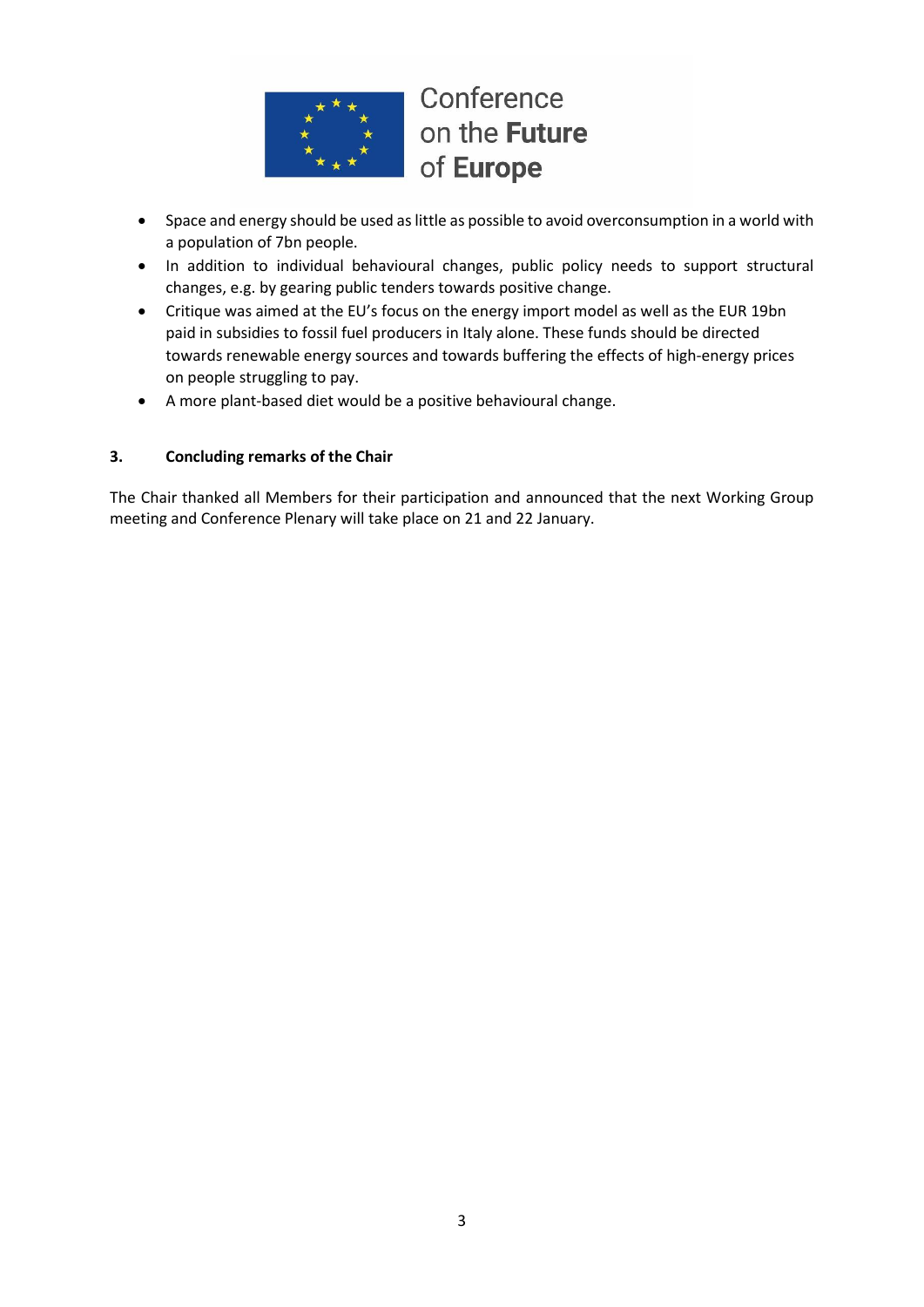- Space and energy should be used as little as possible to avoid overconsumption in a world with a population of 7bn people.
- In addition to individual behavioural changes, public policy needs to support structural changes, e.g. by gearing public tenders towards positive change.
- Critique was aimed at the EU's focus on the energy import model as well as the EUR 19bn paid in subsidies to fossil fuel producers in Italy alone. These funds should be directed towards renewable energy sources and towards buffering the effects of high-energy prices on people struggling to pay.
- A more plant-based diet would be a positive behavioural change.

## 3. Concluding remarks of the Chair

The Chair thanked all Members for their participation and announced that the next Working Group meeting and Conference Plenary will take place on 21 and 22 January.